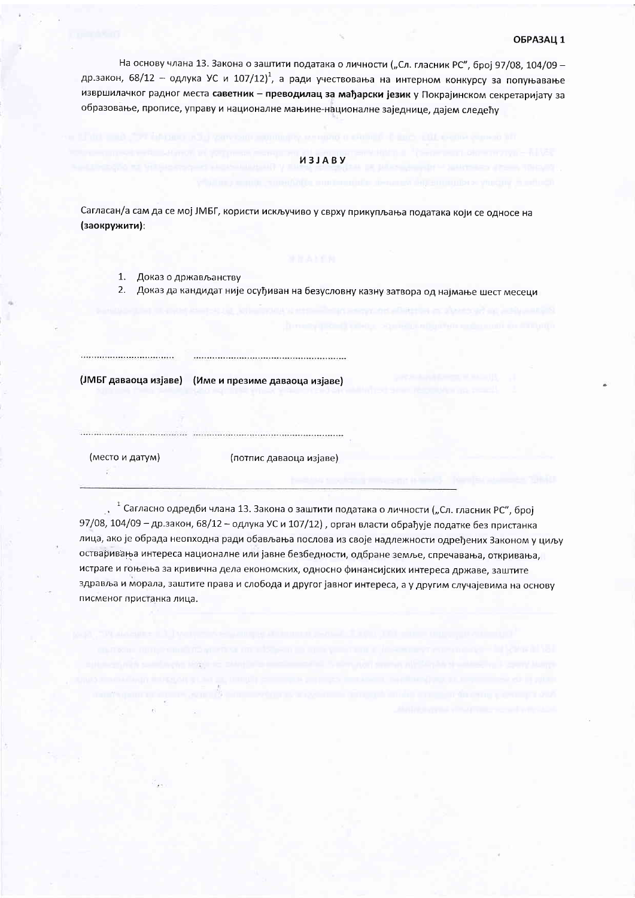**ОБРАЗАЦ 1**

На основу члана 13. Закона о заштити података о личности („Сл. гласник РС", број 97/08, 104/09 – др.закон, 68/12 – одлука УС и 107/12)[1], а ради учествовања на интерном конкурсу за попуњавање извршилачког радног места **саветник – преводилац за мађарски језик** у Покрајинском секретаријату за образовање, прописе, управу и националне мањине-националне заједнице, дајем следећу

**ИЗЈАВУ**

Сагласан/а сам да се мој ЈМБГ, користи искључиво у сврху прикупљања података који се односе на **(заокружити)**:

1. Доказ о држављанству
2. Доказ да кандидат није осуђиван на безусловну казну затвора од најмање шест месеци

................................. .......................................................

**(ЈМБГ даваоца изјаве) (Име и презиме даваоца изјаве)**

................................... .......................................................

(место и датум) (потпис даваоца изјаве)

---

[1] Сагласно одредби члана 13. Закона о заштити података о личности („Сл. гласник РС", број 97/08, 104/09 – др.закон, 68/12 – одлука УС и 107/12) , орган власти обрађује податке без пристанка лица, ако је обрада неопходна ради обављања послова из своје надлежности одређених Законом у циљу остваривања интереса националне или јавне безбедности, одбране земље, спречавања, откривања, истраге и гоњења за кривична дела економских, односно финансијских интереса државе, заштите здравља и морала, заштите права и слобода и другог јавног интереса, а у другим случајевима на основу писменог пристанка лица.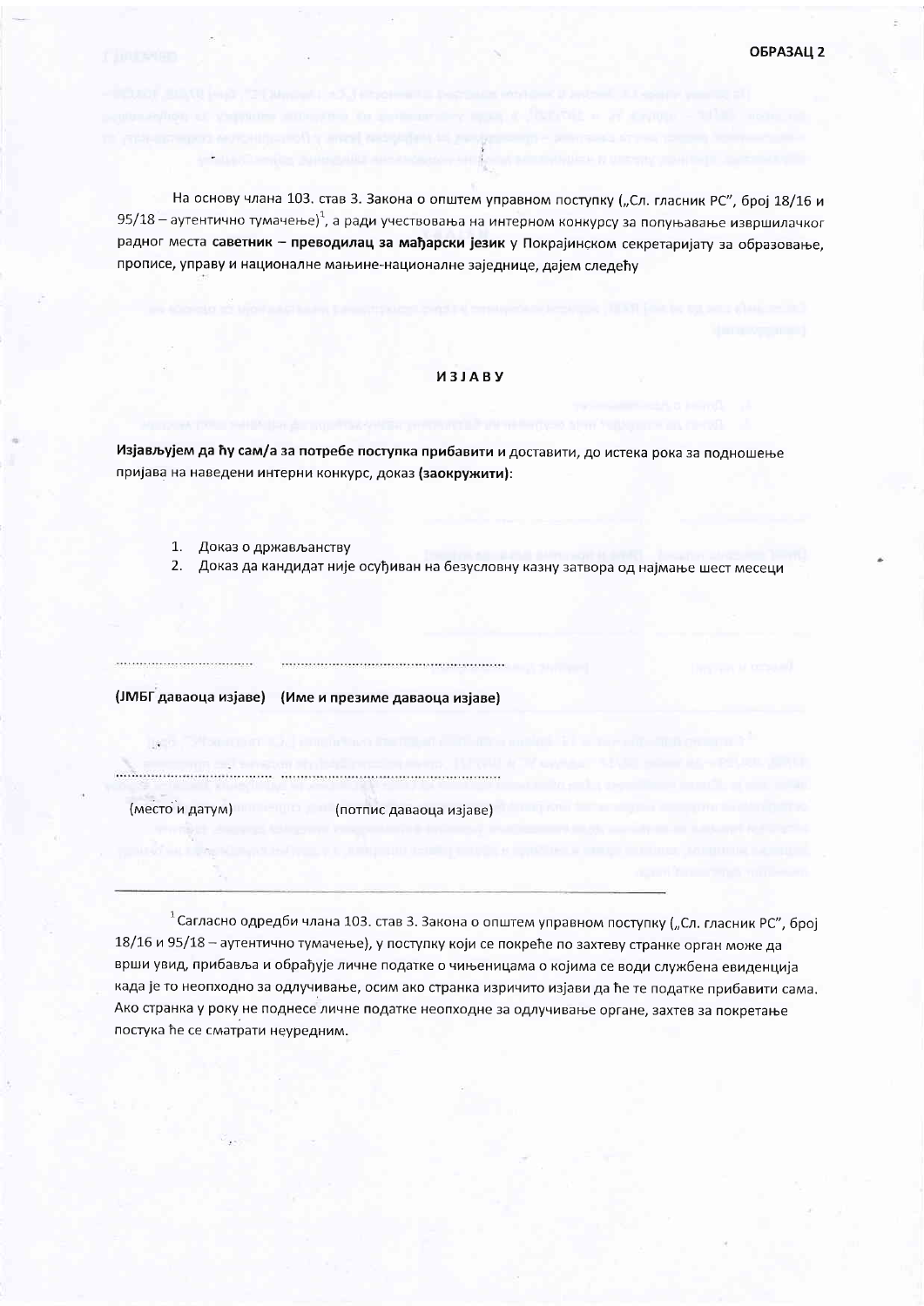**ОБРАЗАЦ 2**

На основу члана 103. став 3. Закона о општем управном поступку („Сл. гласник РС", број 18/16 и 95/18 – аутентично тумачење)[1], а ради учествовања на интерном конкурсу за попуњавање извршилачког радног места **саветник – преводилац за мађарски језик** у Покрајинском секретаријату за образовање, прописе, управу и националне мањине-националне заједнице, дајем следећу

## ИЗЈАВУ

**Изјављујем да ћу сам/а за потребе поступка прибавити и** доставити, до истека рока за подношење пријава на наведени интерни конкурс, доказ **(заокружити)**:

1. Доказ о држављанству
2. Доказ да кандидат није осуђиван на безусловну казну затвора од најмање шест месеци

..................................    ........................................................

**(ЈМБГ даваоца изјаве)   (Име и презиме даваоца изјаве)**

..................................    ........................................................

(место и датум)          (потпис даваоца изјаве)

---

[1] Сагласно одредби члана 103. став 3. Закона о општем управном поступку („Сл. гласник РС", број 18/16 и 95/18 – аутентично тумачење), у поступку који се покреће по захтеву странке орган може да врши увид, прибавља и обрађује личне податке о чињеницама о којима се води службена евиденција када је то неопходно за одлучивање, осим ако странка изричито изјави да ће те податке прибавити сама. Ако странка у року не поднесе личне податке неопходне за одлучивање органе, захтев за покретање постука ће се сматрати неуредним.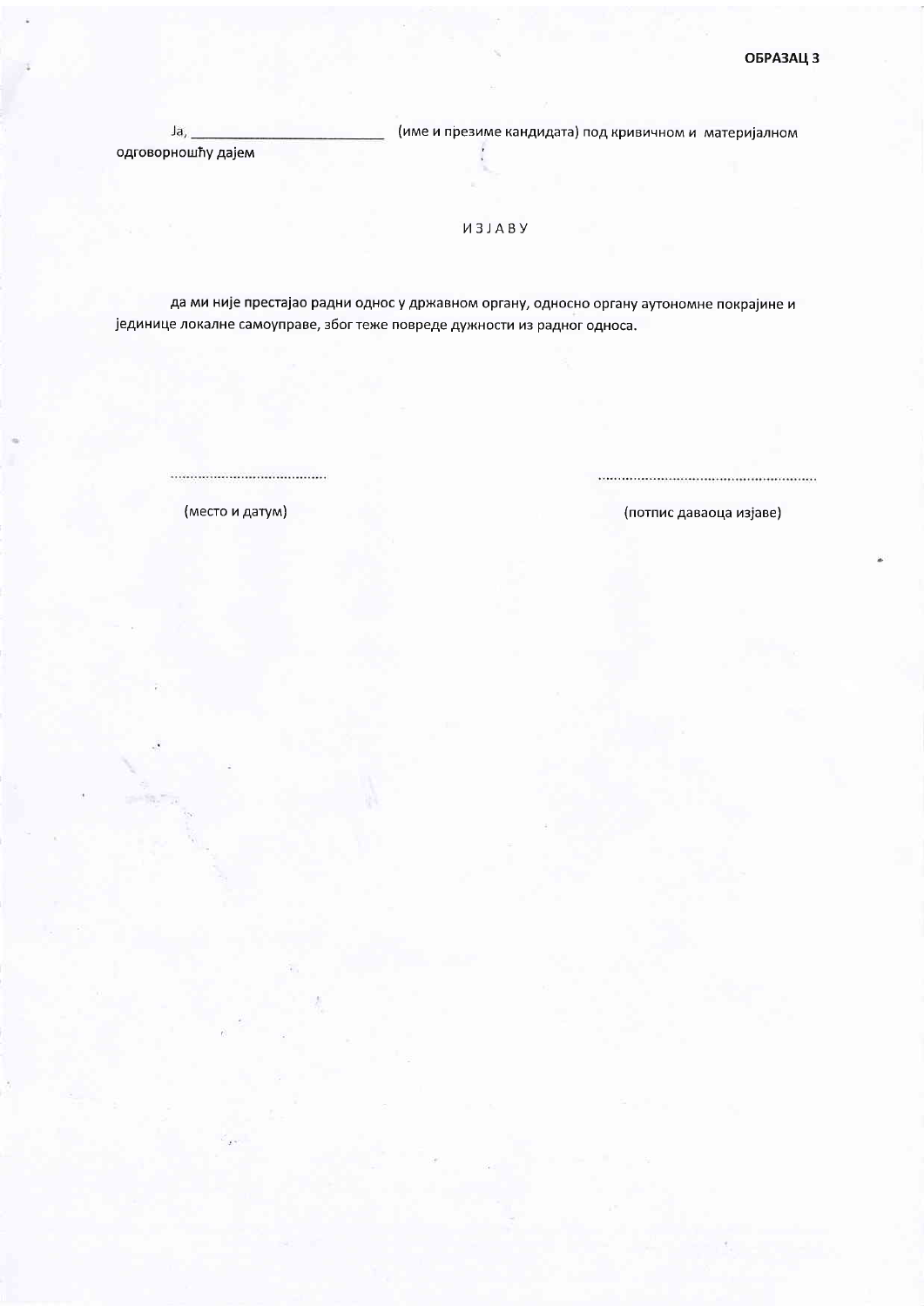**ОБРАЗАЦ 3**

Ја, _________________________ (име и презиме кандидата) под кривичном и материјалном одговорношћу дајем

И З Ј А В У

да ми није престајао радни однос у државном органу, односно органу аутономне покрајине и јединице локалне самоуправе, због теже повреде дужности из радног односа.

........................................ (место и датум)

........................................................ (потпис даваоца изјаве)